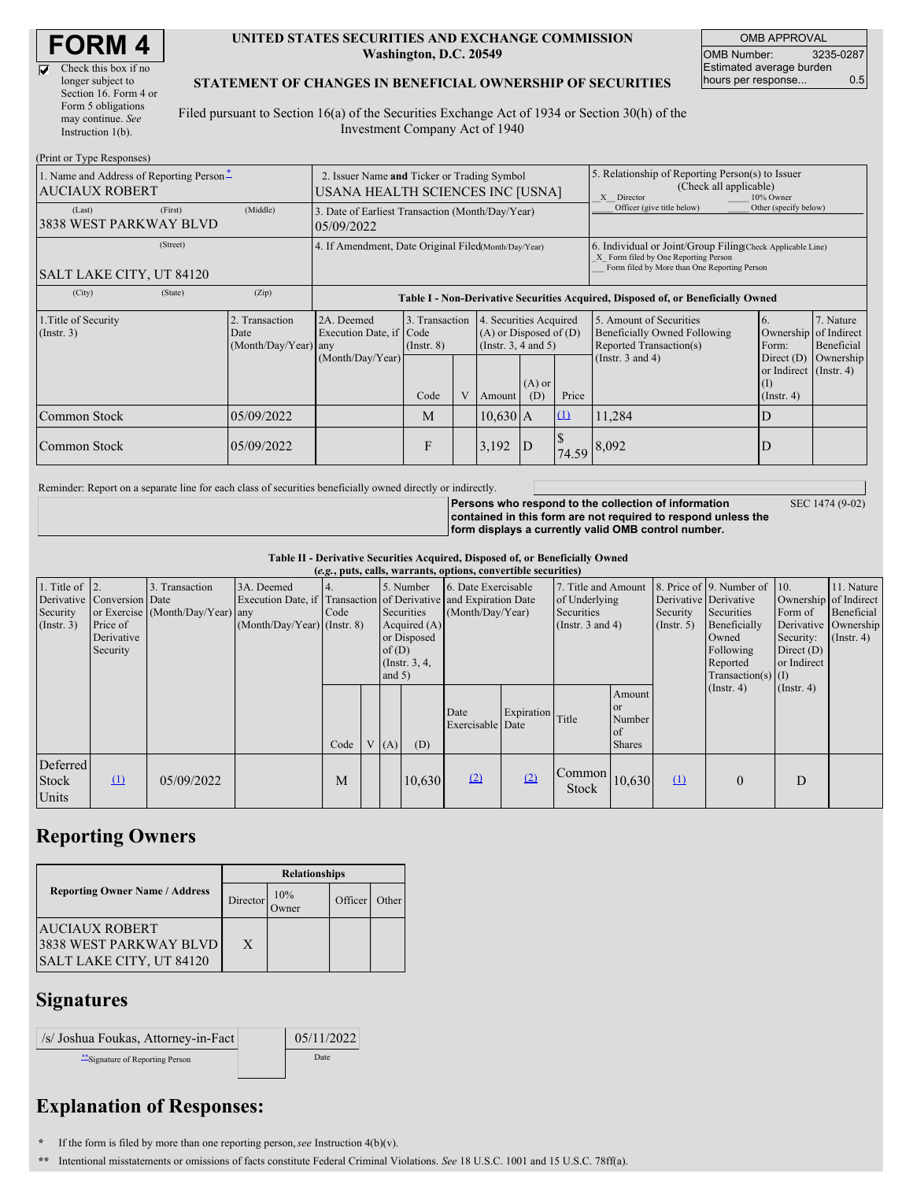# FORM 4

☑ Check this box if no longer subject to Section 16. Form 4 or Form 5 obligations may continue. *See* Instruction 1(b).

**UNITED STATES SECURITIES AND EXCHANGE COMMISSION**
**Washington, D.C. 20549**

**STATEMENT OF CHANGES IN BENEFICIAL OWNERSHIP OF SECURITIES**

Filed pursuant to Section 16(a) of the Securities Exchange Act of 1934 or Section 30(h) of the Investment Company Act of 1940

| OMB APPROVAL | |
|---|---|
| OMB Number: | 3235-0287 |
| Estimated average burden hours per response... | 0.5 |

(Print or Type Responses)

| | | |
|---|---|---|
| 1. Name and Address of Reporting Person* AUCIAUX ROBERT | 2. Issuer Name and Ticker or Trading Symbol USANA HEALTH SCIENCES INC [USNA] | 5. Relationship of Reporting Person(s) to Issuer (Check all applicable) _X_ Director ___ 10% Owner ___ Officer (give title below) ___ Other (specify below) |
| (Last) (First) (Middle) 3838 WEST PARKWAY BLVD | 3. Date of Earliest Transaction (Month/Day/Year) 05/09/2022 | |
| (Street) SALT LAKE CITY, UT 84120 | 4. If Amendment, Date Original Filed (Month/Day/Year) | 6. Individual or Joint/Group Filing (Check Applicable Line) _X_ Form filed by One Reporting Person ___ Form filed by More than One Reporting Person |
| (City) (State) (Zip) | | |

**Table I - Non-Derivative Securities Acquired, Disposed of, or Beneficially Owned**

| 1.Title of Security (Instr. 3) | 2. Transaction Date (Month/Day/Year) | 2A. Deemed Execution Date, if any (Month/Day/Year) | 3. Transaction Code (Instr. 8) | | 4. Securities Acquired (A) or Disposed of (D) (Instr. 3, 4 and 5) | | | 5. Amount of Securities Beneficially Owned Following Reported Transaction(s) (Instr. 3 and 4) | 6. Ownership Form: Direct (D) or Indirect (I) (Instr. 4) | 7. Nature of Indirect Beneficial Ownership (Instr. 4) |
|---|---|---|---|---|---|---|---|---|---|---|
| | | | Code | V | Amount | (A) or (D) | Price | | | |
| Common Stock | 05/09/2022 | | M | | 10,630 | A | (1) | 11,284 | D | |
| Common Stock | 05/09/2022 | | F | | 3,192 | D | $ 74.59 | 8,092 | D | |

Reminder: Report on a separate line for each class of securities beneficially owned directly or indirectly.

**Persons who respond to the collection of information contained in this form are not required to respond unless the form displays a currently valid OMB control number.** SEC 1474 (9-02)

**Table II - Derivative Securities Acquired, Disposed of, or Beneficially Owned**
***(e.g., puts, calls, warrants, options, convertible securities)***

| 1. Title of Derivative Security (Instr. 3) | 2. Conversion or Exercise Price of Derivative Security | 3. Transaction Date (Month/Day/Year) | 3A. Deemed Execution Date, if any (Month/Day/Year) | 4. Transaction Code (Instr. 8) | | 5. Number of Derivative Securities Acquired (A) or Disposed of (D) (Instr. 3, 4, and 5) | | 6. Date Exercisable and Expiration Date (Month/Day/Year) | | 7. Title and Amount of Underlying Securities (Instr. 3 and 4) | | 8. Price of Derivative Security (Instr. 5) | 9. Number of Derivative Securities Beneficially Owned Following Reported Transaction(s) (Instr. 4) | 10. Ownership Form of Derivative Security: Direct (D) or Indirect (I) (Instr. 4) | 11. Nature of Indirect Beneficial Ownership (Instr. 4) |
|---|---|---|---|---|---|---|---|---|---|---|---|---|---|---|---|
| | | | | Code | V | (A) | (D) | Date Exercisable | Expiration Date | Title | Amount or Number of Shares | | | | |
| Deferred Stock Units | (1) | 05/09/2022 | | M | | | 10,630 | (2) | (2) | Common Stock | 10,630 | (1) | 0 | D | |

## Reporting Owners

| Reporting Owner Name / Address | Relationships | | | |
|---|---|---|---|---|
| | Director | 10% Owner | Officer | Other |
| AUCIAUX ROBERT 3838 WEST PARKWAY BLVD SALT LAKE CITY, UT 84120 | X | | | |

## Signatures

| | |
|---|---|
| /s/ Joshua Foukas, Attorney-in-Fact | 05/11/2022 |
| **Signature of Reporting Person | Date |

## Explanation of Responses:

\* If the form is filed by more than one reporting person, *see* Instruction 4(b)(v).

\*\* Intentional misstatements or omissions of facts constitute Federal Criminal Violations. *See* 18 U.S.C. 1001 and 15 U.S.C. 78ff(a).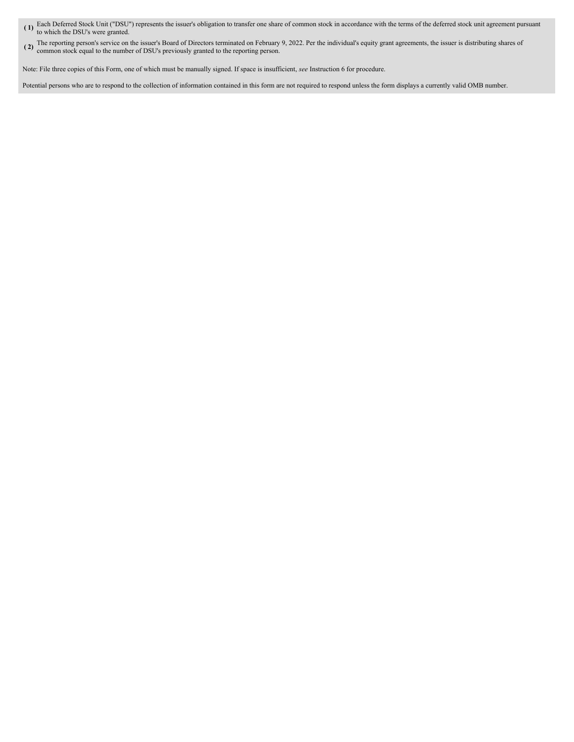( 1) Each Deferred Stock Unit ("DSU") represents the issuer's obligation to transfer one share of common stock in accordance with the terms of the deferred stock unit agreement pursuant to which the DSU's were granted.

( 2) The reporting person's service on the issuer's Board of Directors terminated on February 9, 2022. Per the individual's equity grant agreements, the issuer is distributing shares of common stock equal to the number of DSU's previously granted to the reporting person.

Note: File three copies of this Form, one of which must be manually signed. If space is insufficient, *see* Instruction 6 for procedure.

Potential persons who are to respond to the collection of information contained in this form are not required to respond unless the form displays a currently valid OMB number.